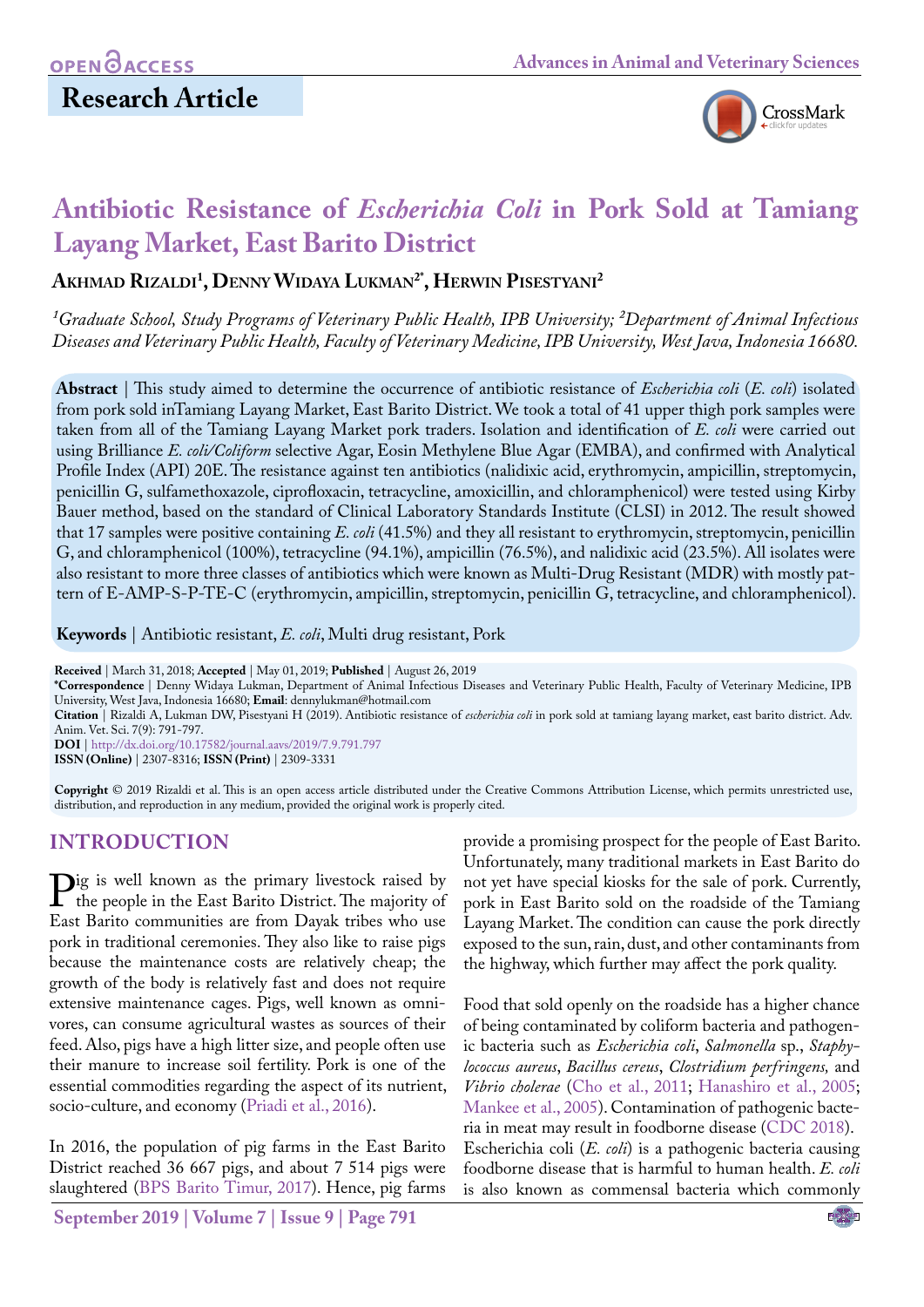OPEN ACCESS

Research Article

# Antibiotic Resistance of *Escherichia Coli* in Pork Sold at Tamiang Layang Market, East Barito District

**Akhmad Rizaldi[1], Denny Widaya Lukman[2*], Herwin Pisestyani[2]**

*[1]Graduate School, Study Programs of Veterinary Public Health, IPB University; [2]Department of Animal Infectious Diseases and Veterinary Public Health, Faculty of Veterinary Medicine, IPB University, West Java, Indonesia 16680.*

**Abstract** | This study aimed to determine the occurrence of antibiotic resistance of *Escherichia coli* (*E. coli*) isolated from pork sold inTamiang Layang Market, East Barito District. We took a total of 41 upper thigh pork samples were taken from all of the Tamiang Layang Market pork traders. Isolation and identification of *E. coli* were carried out using Brilliance *E. coli/Coliform* selective Agar, Eosin Methylene Blue Agar (EMBA), and confirmed with Analytical Profile Index (API) 20E. The resistance against ten antibiotics (nalidixic acid, erythromycin, ampicillin, streptomycin, penicillin G, sulfamethoxazole, ciprofloxacin, tetracycline, amoxicillin, and chloramphenicol) were tested using Kirby Bauer method, based on the standard of Clinical Laboratory Standards Institute (CLSI) in 2012. The result showed that 17 samples were positive containing *E. coli* (41.5%) and they all resistant to erythromycin, streptomycin, penicillin G, and chloramphenicol (100%), tetracycline (94.1%), ampicillin (76.5%), and nalidixic acid (23.5%). All isolates were also resistant to more three classes of antibiotics which were known as Multi-Drug Resistant (MDR) with mostly pattern of E-AMP-S-P-TE-C (erythromycin, ampicillin, streptomycin, penicillin G, tetracycline, and chloramphenicol).

**Keywords** | Antibiotic resistant, *E. coli*, Multi drug resistant, Pork

**Received** | March 31, 2018; **Accepted** | May 01, 2019; **Published** | August 26, 2019

***Correspondence** | Denny Widaya Lukman, Department of Animal Infectious Diseases and Veterinary Public Health, Faculty of Veterinary Medicine, IPB University, West Java, Indonesia 16680; **Email**: dennylukman@hotmail.com

**Citation** | Rizaldi A, Lukman DW, Pisestyani H (2019). Antibiotic resistance of *escherichia coli* in pork sold at tamiang layang market, east barito district. Adv. Anim. Vet. Sci. 7(9): 791-797.

**DOI** | http://dx.doi.org/10.17582/journal.aavs/2019/7.9.791.797

**ISSN (Online)** | 2307-8316; **ISSN (Print)** | 2309-3331

**Copyright** © 2019 Rizaldi et al. This is an open access article distributed under the Creative Commons Attribution License, which permits unrestricted use, distribution, and reproduction in any medium, provided the original work is properly cited.

## INTRODUCTION

Pig is well known as the primary livestock raised by the people in the East Barito District. The majority of East Barito communities are from Dayak tribes who use pork in traditional ceremonies. They also like to raise pigs because the maintenance costs are relatively cheap; the growth of the body is relatively fast and does not require extensive maintenance cages. Pigs, well known as omnivores, can consume agricultural wastes as sources of their feed. Also, pigs have a high litter size, and people often use their manure to increase soil fertility. Pork is one of the essential commodities regarding the aspect of its nutrient, socio-culture, and economy (Priadi et al., 2016).

In 2016, the population of pig farms in the East Barito District reached 36 667 pigs, and about 7 514 pigs were slaughtered (BPS Barito Timur, 2017). Hence, pig farms provide a promising prospect for the people of East Barito. Unfortunately, many traditional markets in East Barito do not yet have special kiosks for the sale of pork. Currently, pork in East Barito sold on the roadside of the Tamiang Layang Market. The condition can cause the pork directly exposed to the sun, rain, dust, and other contaminants from the highway, which further may affect the pork quality.

Food that sold openly on the roadside has a higher chance of being contaminated by coliform bacteria and pathogenic bacteria such as *Escherichia coli*, *Salmonella* sp., *Staphylococcus aureus*, *Bacillus cereus*, *Clostridium perfringens,* and *Vibrio cholerae* (Cho et al., 2011; Hanashiro et al., 2005; Mankee et al., 2005). Contamination of pathogenic bacteria in meat may result in foodborne disease (CDC 2018). Escherichia coli (*E. coli*) is a pathogenic bacteria causing foodborne disease that is harmful to human health. *E. coli* is also known as commensal bacteria which commonly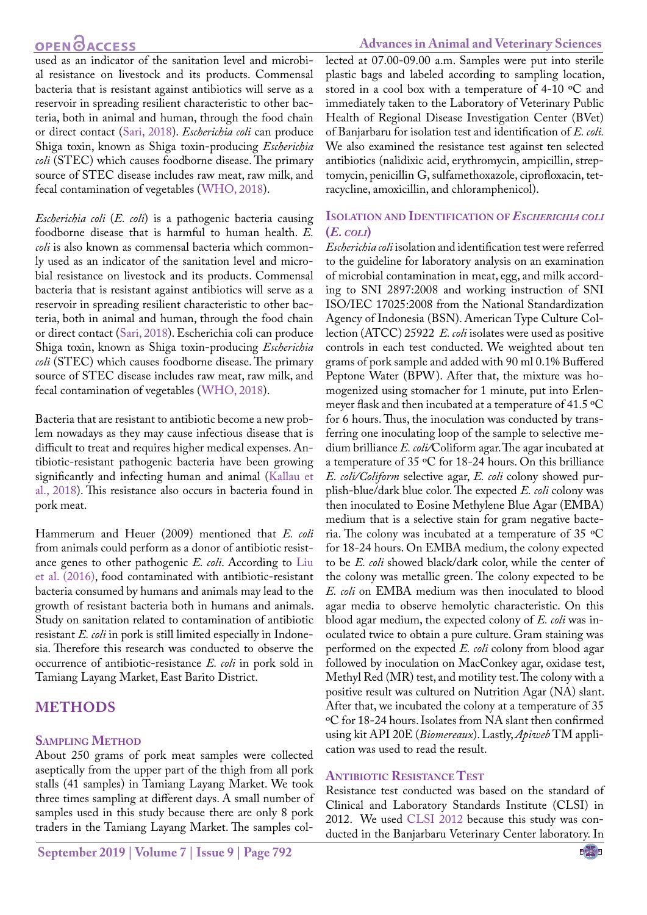used as an indicator of the sanitation level and microbial resistance on livestock and its products. Commensal bacteria that is resistant against antibiotics will serve as a reservoir in spreading resilient characteristic to other bacteria, both in animal and human, through the food chain or direct contact (Sari, 2018). *Escherichia coli* can produce Shiga toxin, known as Shiga toxin-producing *Escherichia coli* (STEC) which causes foodborne disease. The primary source of STEC disease includes raw meat, raw milk, and fecal contamination of vegetables (WHO, 2018).

*Escherichia coli* (*E. coli*) is a pathogenic bacteria causing foodborne disease that is harmful to human health. *E. coli* is also known as commensal bacteria which commonly used as an indicator of the sanitation level and microbial resistance on livestock and its products. Commensal bacteria that is resistant against antibiotics will serve as a reservoir in spreading resilient characteristic to other bacteria, both in animal and human, through the food chain or direct contact (Sari, 2018). Escherichia coli can produce Shiga toxin, known as Shiga toxin-producing *Escherichia coli* (STEC) which causes foodborne disease. The primary source of STEC disease includes raw meat, raw milk, and fecal contamination of vegetables (WHO, 2018).

Bacteria that are resistant to antibiotic become a new problem nowadays as they may cause infectious disease that is difficult to treat and requires higher medical expenses. Antibiotic-resistant pathogenic bacteria have been growing significantly and infecting human and animal (Kallau et al., 2018). This resistance also occurs in bacteria found in pork meat.

Hammerum and Heuer (2009) mentioned that *E. coli* from animals could perform as a donor of antibiotic resistance genes to other pathogenic *E. coli*. According to Liu et al. (2016), food contaminated with antibiotic-resistant bacteria consumed by humans and animals may lead to the growth of resistant bacteria both in humans and animals. Study on sanitation related to contamination of antibiotic resistant *E. coli* in pork is still limited especially in Indonesia. Therefore this research was conducted to observe the occurrence of antibiotic-resistance *E. coli* in pork sold in Tamiang Layang Market, East Barito District.

## METHODS

### Sampling Method

About 250 grams of pork meat samples were collected aseptically from the upper part of the thigh from all pork stalls (41 samples) in Tamiang Layang Market. We took three times sampling at different days. A small number of samples used in this study because there are only 8 pork traders in the Tamiang Layang Market. The samples collected at 07.00-09.00 a.m. Samples were put into sterile plastic bags and labeled according to sampling location, stored in a cool box with a temperature of 4-10 ºC and immediately taken to the Laboratory of Veterinary Public Health of Regional Disease Investigation Center (BVet) of Banjarbaru for isolation test and identification of *E. coli.* We also examined the resistance test against ten selected antibiotics (nalidixic acid, erythromycin, ampicillin, streptomycin, penicillin G, sulfamethoxazole, ciprofloxacin, tetracycline, amoxicillin, and chloramphenicol).

### Isolation and Identification of *Escherichia coli* (*E. coli*)

*Escherichia coli* isolation and identification test were referred to the guideline for laboratory analysis on an examination of microbial contamination in meat, egg, and milk according to SNI 2897:2008 and working instruction of SNI ISO/IEC 17025:2008 from the National Standardization Agency of Indonesia (BSN). American Type Culture Collection (ATCC) 25922 *E. coli* isolates were used as positive controls in each test conducted. We weighted about ten grams of pork sample and added with 90 ml 0.1% Buffered Peptone Water (BPW). After that, the mixture was homogenized using stomacher for 1 minute, put into Erlenmeyer flask and then incubated at a temperature of 41.5 ºC for 6 hours. Thus, the inoculation was conducted by transferring one inoculating loop of the sample to selective medium brilliance *E. coli/*Coliform agar. The agar incubated at a temperature of 35 ºC for 18-24 hours. On this brilliance *E. coli/Coliform* selective agar, *E. coli* colony showed purplish-blue/dark blue color. The expected *E. coli* colony was then inoculated to Eosine Methylene Blue Agar (EMBA) medium that is a selective stain for gram negative bacteria. The colony was incubated at a temperature of 35 ºC for 18-24 hours. On EMBA medium, the colony expected to be *E. coli* showed black/dark color, while the center of the colony was metallic green. The colony expected to be *E. coli* on EMBA medium was then inoculated to blood agar media to observe hemolytic characteristic. On this blood agar medium, the expected colony of *E. coli* was inoculated twice to obtain a pure culture. Gram staining was performed on the expected *E. coli* colony from blood agar followed by inoculation on MacConkey agar, oxidase test, Methyl Red (MR) test, and motility test. The colony with a positive result was cultured on Nutrition Agar (NA) slant. After that, we incubated the colony at a temperature of 35 ºC for 18-24 hours. Isolates from NA slant then confirmed using kit API 20E (*Biomereaux*). Lastly, *Apiweb* TM application was used to read the result.

### Antibiotic Resistance Test

Resistance test conducted was based on the standard of Clinical and Laboratory Standards Institute (CLSI) in 2012. We used CLSI 2012 because this study was conducted in the Banjarbaru Veterinary Center laboratory. In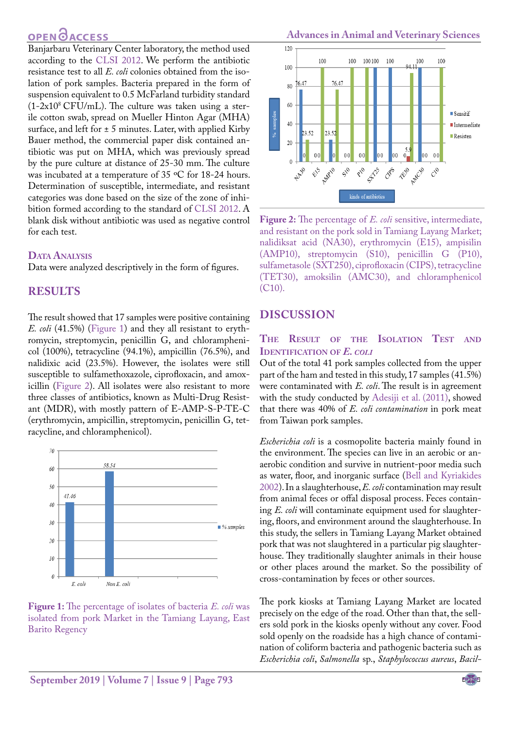Banjarbaru Veterinary Center laboratory, the method used according to the CLSI 2012. We perform the antibiotic resistance test to all *E. coli* colonies obtained from the isolation of pork samples. Bacteria prepared in the form of suspension equivalent to 0.5 McFarland turbidity standard ($1\text{-}2 \times 10^8$ CFU/mL). The culture was taken using a sterile cotton swab, spread on Mueller Hinton Agar (MHA) surface, and left for ± 5 minutes. Later, with applied Kirby Bauer method, the commercial paper disk contained antibiotic was put on MHA, which was previously spread by the pure culture at distance of 25-30 mm. The culture was incubated at a temperature of 35 ºC for 18-24 hours. Determination of susceptible, intermediate, and resistant categories was done based on the size of the zone of inhibition formed according to the standard of CLSI 2012. A blank disk without antibiotic was used as negative control for each test.

### Data Analysis

Data were analyzed descriptively in the form of figures.

## RESULTS

The result showed that 17 samples were positive containing *E. coli* (41.5%) (Figure 1) and they all resistant to erythromycin, streptomycin, penicillin G, and chloramphenicol (100%), tetracycline (94.1%), ampicillin (76.5%), and nalidixic acid (23.5%). However, the isolates were still susceptible to sulfamethoxazole, ciprofloxacin, and amoxicillin (Figure 2). All isolates were also resistant to more three classes of antibiotics, known as Multi-Drug Resistant (MDR), with mostly pattern of E-AMP-S-P-TE-C (erythromycin, ampicillin, streptomycin, penicillin G, tetracycline, and chloramphenicol).

**Figure 1:** The percentage of isolates of bacteria *E. coli* was isolated from pork Market in the Tamiang Layang, East Barito Regency

**Figure 2:** The percentage of *E. coli* sensitive, intermediate, and resistant on the pork sold in Tamiang Layang Market; nalidiksat acid (NA30), erythromycin (E15), ampisilin (AMP10), streptomycin (S10), penicillin G (P10), sulfametasole (SXT250), ciprofloxacin (CIPS), tetracycline (TET30), amoksilin (AMC30), and chloramphenicol (C10).

## DISCUSSION

### The Result of the Isolation Test and Identification of *E. coli*

Out of the total 41 pork samples collected from the upper part of the ham and tested in this study, 17 samples (41.5%) were contaminated with *E. coli*. The result is in agreement with the study conducted by Adesiji et al. (2011), showed that there was 40% of *E. coli contamination* in pork meat from Taiwan pork samples.

*Escherichia coli* is a cosmopolite bacteria mainly found in the environment. The species can live in an aerobic or anaerobic condition and survive in nutrient-poor media such as water, floor, and inorganic surface (Bell and Kyriakides 2002). In a slaughterhouse, *E. coli* contamination may result from animal feces or offal disposal process. Feces containing *E. coli* will contaminate equipment used for slaughtering, floors, and environment around the slaughterhouse. In this study, the sellers in Tamiang Layang Market obtained pork that was not slaughtered in a particular pig slaughterhouse. They traditionally slaughter animals in their house or other places around the market. So the possibility of cross-contamination by feces or other sources.

The pork kiosks at Tamiang Layang Market are located precisely on the edge of the road. Other than that, the sellers sold pork in the kiosks openly without any cover. Food sold openly on the roadside has a high chance of contamination of coliform bacteria and pathogenic bacteria such as *Escherichia coli*, *Salmonella* sp., *Staphylococcus aureus*, *Bacil-*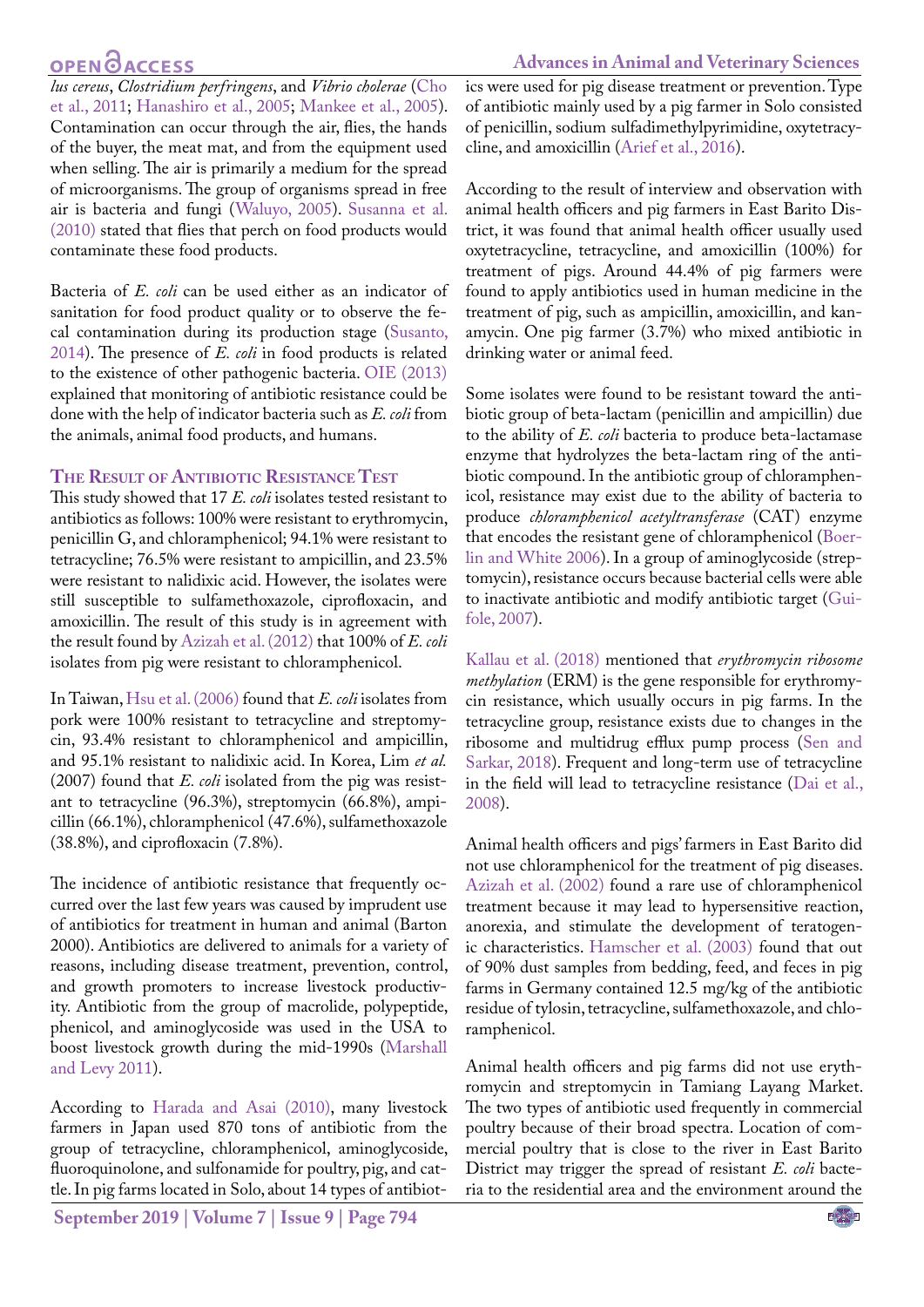*lus cereus*, *Clostridium perfringens*, and *Vibrio cholerae* (Cho et al., 2011; Hanashiro et al., 2005; Mankee et al., 2005). Contamination can occur through the air, flies, the hands of the buyer, the meat mat, and from the equipment used when selling. The air is primarily a medium for the spread of microorganisms. The group of organisms spread in free air is bacteria and fungi (Waluyo, 2005). Susanna et al. (2010) stated that flies that perch on food products would contaminate these food products.

Bacteria of *E. coli* can be used either as an indicator of sanitation for food product quality or to observe the fecal contamination during its production stage (Susanto, 2014). The presence of *E. coli* in food products is related to the existence of other pathogenic bacteria. OIE (2013) explained that monitoring of antibiotic resistance could be done with the help of indicator bacteria such as *E. coli* from the animals, animal food products, and humans.

### The Result of Antibiotic Resistance Test

This study showed that 17 *E. coli* isolates tested resistant to antibiotics as follows: 100% were resistant to erythromycin, penicillin G, and chloramphenicol; 94.1% were resistant to tetracycline; 76.5% were resistant to ampicillin, and 23.5% were resistant to nalidixic acid. However, the isolates were still susceptible to sulfamethoxazole, ciprofloxacin, and amoxicillin. The result of this study is in agreement with the result found by Azizah et al. (2012) that 100% of *E. coli* isolates from pig were resistant to chloramphenicol.

In Taiwan, Hsu et al. (2006) found that *E. coli* isolates from pork were 100% resistant to tetracycline and streptomycin, 93.4% resistant to chloramphenicol and ampicillin, and 95.1% resistant to nalidixic acid. In Korea, Lim *et al.* (2007) found that *E. coli* isolated from the pig was resistant to tetracycline (96.3%), streptomycin (66.8%), ampicillin (66.1%), chloramphenicol (47.6%), sulfamethoxazole (38.8%), and ciprofloxacin (7.8%).

The incidence of antibiotic resistance that frequently occurred over the last few years was caused by imprudent use of antibiotics for treatment in human and animal (Barton 2000). Antibiotics are delivered to animals for a variety of reasons, including disease treatment, prevention, control, and growth promoters to increase livestock productivity. Antibiotic from the group of macrolide, polypeptide, phenicol, and aminoglycoside was used in the USA to boost livestock growth during the mid-1990s (Marshall and Levy 2011).

According to Harada and Asai (2010), many livestock farmers in Japan used 870 tons of antibiotic from the group of tetracycline, chloramphenicol, aminoglycoside, fluoroquinolone, and sulfonamide for poultry, pig, and cattle. In pig farms located in Solo, about 14 types of antibiotics were used for pig disease treatment or prevention. Type of antibiotic mainly used by a pig farmer in Solo consisted of penicillin, sodium sulfadimethylpyrimidine, oxytetracycline, and amoxicillin (Arief et al., 2016).

According to the result of interview and observation with animal health officers and pig farmers in East Barito District, it was found that animal health officer usually used oxytetracycline, tetracycline, and amoxicillin (100%) for treatment of pigs. Around 44.4% of pig farmers were found to apply antibiotics used in human medicine in the treatment of pig, such as ampicillin, amoxicillin, and kanamycin. One pig farmer (3.7%) who mixed antibiotic in drinking water or animal feed.

Some isolates were found to be resistant toward the antibiotic group of beta-lactam (penicillin and ampicillin) due to the ability of *E. coli* bacteria to produce beta-lactamase enzyme that hydrolyzes the beta-lactam ring of the antibiotic compound. In the antibiotic group of chloramphenicol, resistance may exist due to the ability of bacteria to produce *chloramphenicol acetyltransferase* (CAT) enzyme that encodes the resistant gene of chloramphenicol (Boerlin and White 2006). In a group of aminoglycoside (streptomycin), resistance occurs because bacterial cells were able to inactivate antibiotic and modify antibiotic target (Guifole, 2007).

Kallau et al. (2018) mentioned that *erythromycin ribosome methylation* (ERM) is the gene responsible for erythromycin resistance, which usually occurs in pig farms. In the tetracycline group, resistance exists due to changes in the ribosome and multidrug efflux pump process (Sen and Sarkar, 2018). Frequent and long-term use of tetracycline in the field will lead to tetracycline resistance (Dai et al., 2008).

Animal health officers and pigs' farmers in East Barito did not use chloramphenicol for the treatment of pig diseases. Azizah et al. (2002) found a rare use of chloramphenicol treatment because it may lead to hypersensitive reaction, anorexia, and stimulate the development of teratogenic characteristics. Hamscher et al. (2003) found that out of 90% dust samples from bedding, feed, and feces in pig farms in Germany contained 12.5 mg/kg of the antibiotic residue of tylosin, tetracycline, sulfamethoxazole, and chloramphenicol.

Animal health officers and pig farms did not use erythromycin and streptomycin in Tamiang Layang Market. The two types of antibiotic used frequently in commercial poultry because of their broad spectra. Location of commercial poultry that is close to the river in East Barito District may trigger the spread of resistant *E. coli* bacteria to the residential area and the environment around the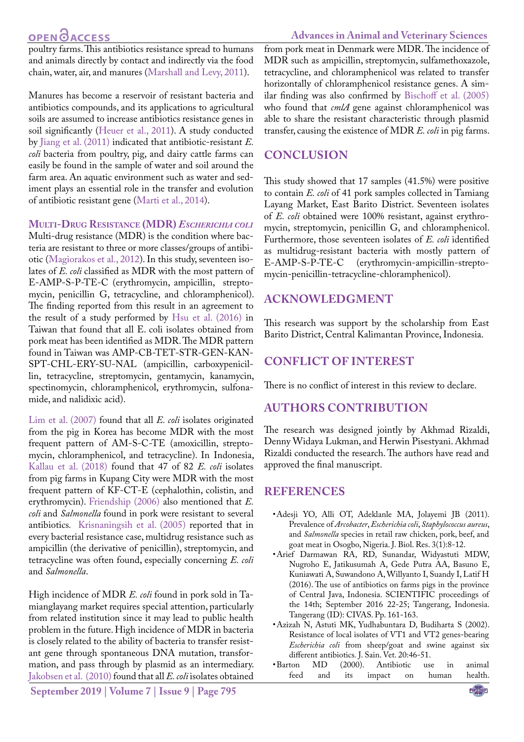poultry farms. This antibiotics resistance spread to humans and animals directly by contact and indirectly via the food chain, water, air, and manures (Marshall and Levy, 2011).

Manures has become a reservoir of resistant bacteria and antibiotics compounds, and its applications to agricultural soils are assumed to increase antibiotics resistance genes in soil significantly (Heuer et al., 2011). A study conducted by Jiang et al. (2011) indicated that antibiotic-resistant *E. coli* bacteria from poultry, pig, and dairy cattle farms can easily be found in the sample of water and soil around the farm area. An aquatic environment such as water and sediment plays an essential role in the transfer and evolution of antibiotic resistant gene (Marti et al., 2014).

### Multi-Drug Resistance (MDR) *Escherichia coli*

Multi-drug resistance (MDR) is the condition where bacteria are resistant to three or more classes/groups of antibiotic (Magiorakos et al., 2012). In this study, seventeen isolates of *E. coli* classified as MDR with the most pattern of E-AMP-S-P-TE-C (erythromycin, ampicillin, streptomycin, penicillin G, tetracycline, and chloramphenicol). The finding reported from this result in an agreement to the result of a study performed by Hsu et al. (2016) in Taiwan that found that all E. coli isolates obtained from pork meat has been identified as MDR. The MDR pattern found in Taiwan was AMP-CB-TET-STR-GEN-KAN-SPT-CHL-ERY-SU-NAL (ampicillin, carboxypenicillin, tetracycline, streptomycin, gentamycin, kanamycin, spectinomycin, chloramphenicol, erythromycin, sulfonamide, and nalidixic acid).

Lim et al. (2007) found that all *E. coli* isolates originated from the pig in Korea has become MDR with the most frequent pattern of AM-S-C-TE (amoxicillin, streptomycin, chloramphenicol, and tetracycline). In Indonesia, Kallau et al. (2018) found that 47 of 82 *E. coli* isolates from pig farms in Kupang City were MDR with the most frequent pattern of KF-CT-E (cephalothin, colistin, and erythromycin). Friendship (2006) also mentioned that *E. coli* and *Salmonella* found in pork were resistant to several antibiotics. Krisnaningsih et al. (2005) reported that in every bacterial resistance case, multidrug resistance such as ampicillin (the derivative of penicillin), streptomycin, and tetracycline was often found, especially concerning *E. coli* and *Salmonella*.

High incidence of MDR *E. coli* found in pork sold in Tamianglayang market requires special attention, particularly from related institution since it may lead to public health problem in the future. High incidence of MDR in bacteria is closely related to the ability of bacteria to transfer resistant gene through spontaneous DNA mutation, transformation, and pass through by plasmid as an intermediary. Jakobsen et al. (2010) found that all *E. coli* isolates obtained from pork meat in Denmark were MDR. The incidence of MDR such as ampicillin, streptomycin, sulfamethoxazole, tetracycline, and chloramphenicol was related to transfer horizontally of chloramphenicol resistance genes. A similar finding was also confirmed by Bischoff et al. (2005) who found that *cmlA* gene against chloramphenicol was able to share the resistant characteristic through plasmid transfer, causing the existence of MDR *E. coli* in pig farms.

## CONCLUSION

This study showed that 17 samples (41.5%) were positive to contain *E. coli* of 41 pork samples collected in Tamiang Layang Market, East Barito District. Seventeen isolates of *E. coli* obtained were 100% resistant, against erythromycin, streptomycin, penicillin G, and chloramphenicol. Furthermore, those seventeen isolates of *E. coli* identified as multidrug-resistant bacteria with mostly pattern of E-AMP-S-P-TE-C (erythromycin-ampicillin-streptomycin-penicillin-tetracycline-chloramphenicol).

## ACKNOWLEDGMENT

This research was support by the scholarship from East Barito District, Central Kalimantan Province, Indonesia.

## CONFLICT OF INTEREST

There is no conflict of interest in this review to declare.

## AUTHORS CONTRIBUTION

The research was designed jointly by Akhmad Rizaldi, Denny Widaya Lukman, and Herwin Pisestyani. Akhmad Rizaldi conducted the research. The authors have read and approved the final manuscript.

## REFERENCES

- Adesji YO, Alli OT, Adeklanle MA, Jolayemi JB (2011). Prevalence of *Arcobacter*, *Escherichia coli*, *Staphylococcus aureus*, and *Salmonella* species in retail raw chicken, pork, beef, and goat meat in Osogbo, Nigeria. J. Biol. Res. 3(1):8-12.
- Arief Darmawan RA, RD, Sunandar, Widyastuti MDW, Nugroho E, Jatikusumah A, Gede Putra AA, Basuno E, Kuniawati A, Suwandono A, Willyanto I, Suandy I, Latif H (2016). The use of antibiotics on farms pigs in the province of Central Java, Indonesia. SCIENTIFIC proceedings of the 14th; September 2016 22-25; Tangerang, Indonesia. Tangerang (ID): CIVAS. Pp. 161-163.
- Azizah N, Astuti MK, Yudhabuntara D, Budiharta S (2002). Resistance of local isolates of VT1 and VT2 genes-bearing *Escherichia coli* from sheep/goat and swine against six different antibiotics. J. Sain. Vet. 20:46-51.
- Barton MD (2000). Antibiotic use in animal feed and its impact on human health.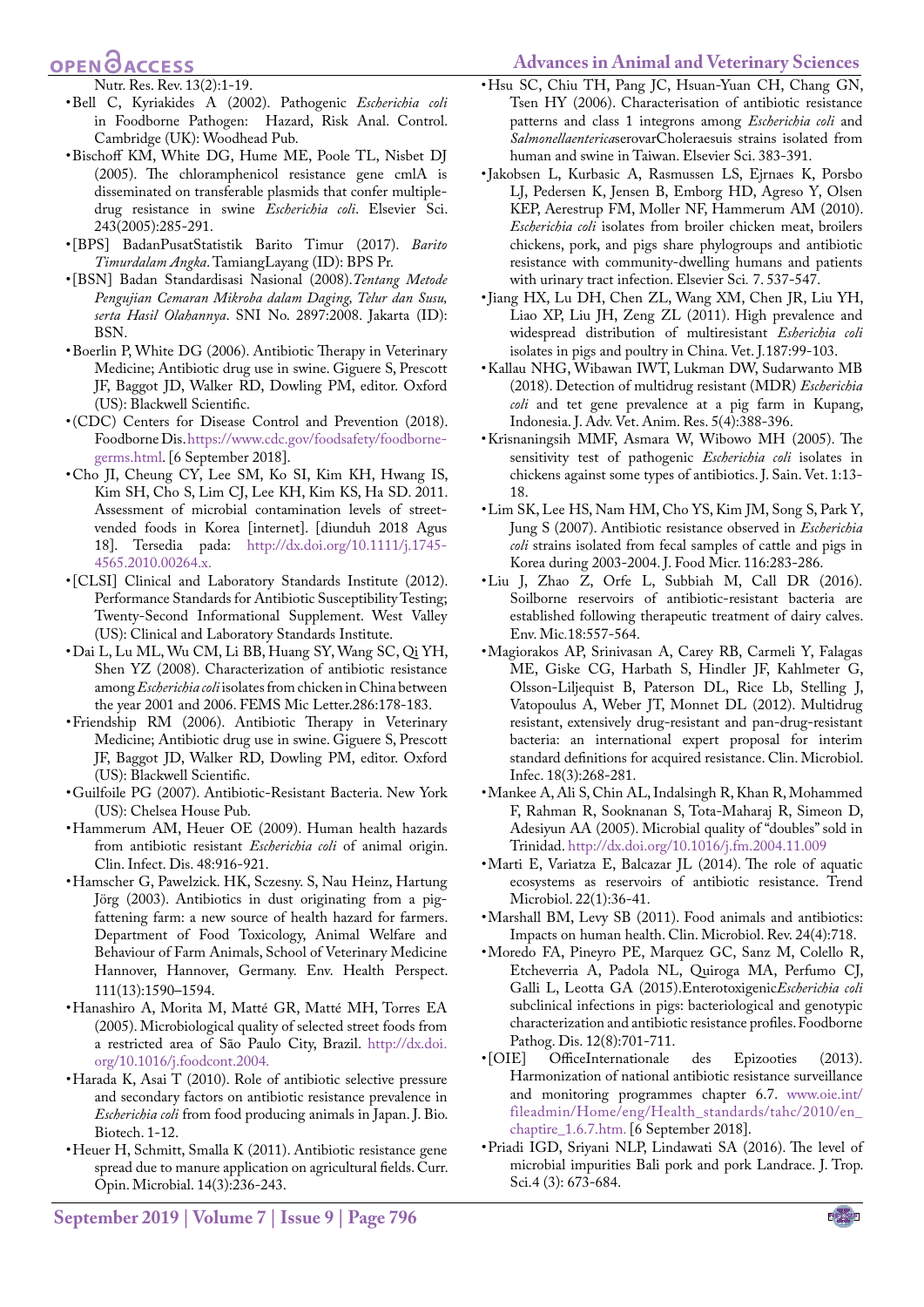Nutr. Res. Rev. 13(2):1-19.

- Bell C, Kyriakides A (2002). Pathogenic *Escherichia coli* in Foodborne Pathogen: Hazard, Risk Anal. Control. Cambridge (UK): Woodhead Pub.
- Bischoff KM, White DG, Hume ME, Poole TL, Nisbet DJ (2005). The chloramphenicol resistance gene cmlA is disseminated on transferable plasmids that confer multiple-drug resistance in swine *Escherichia coli*. Elsevier Sci. 243(2005):285-291.
- [BPS] BadanPusatStatistik Barito Timur (2017). *Barito Timurdalam Angka*. TamiangLayang (ID): BPS Pr.
- [BSN] Badan Standardisasi Nasional (2008).*Tentang Metode Pengujian Cemaran Mikroba dalam Daging, Telur dan Susu, serta Hasil Olahannya*. SNI No. 2897:2008. Jakarta (ID): BSN.
- Boerlin P, White DG (2006). Antibiotic Therapy in Veterinary Medicine; Antibiotic drug use in swine. Giguere S, Prescott JF, Baggot JD, Walker RD, Dowling PM, editor. Oxford (US): Blackwell Scientific.
- (CDC) Centers for Disease Control and Prevention (2018). Foodborne Dis. https://www.cdc.gov/foodsafety/foodborne-germs.html. [6 September 2018].
- Cho JI, Cheung CY, Lee SM, Ko SI, Kim KH, Hwang IS, Kim SH, Cho S, Lim CJ, Lee KH, Kim KS, Ha SD. 2011. Assessment of microbial contamination levels of street-vended foods in Korea [internet]. [diunduh 2018 Agus 18]. Tersedia pada: http://dx.doi.org/10.1111/j.1745-4565.2010.00264.x.
- [CLSI] Clinical and Laboratory Standards Institute (2012). Performance Standards for Antibiotic Susceptibility Testing; Twenty-Second Informational Supplement. West Valley (US): Clinical and Laboratory Standards Institute.
- Dai L, Lu ML, Wu CM, Li BB, Huang SY, Wang SC, Qi YH, Shen YZ (2008). Characterization of antibiotic resistance among *Escherichia coli* isolates from chicken in China between the year 2001 and 2006. FEMS Mic Letter.286:178-183.
- Friendship RM (2006). Antibiotic Therapy in Veterinary Medicine; Antibiotic drug use in swine. Giguere S, Prescott JF, Baggot JD, Walker RD, Dowling PM, editor. Oxford (US): Blackwell Scientific.
- Guilfoile PG (2007). Antibiotic-Resistant Bacteria. New York (US): Chelsea House Pub.
- Hammerum AM, Heuer OE (2009). Human health hazards from antibiotic resistant *Escherichia coli* of animal origin. Clin. Infect. Dis. 48:916-921.
- Hamscher G, Pawelzick. HK, Sczesny. S, Nau Heinz, Hartung Jörg (2003). Antibiotics in dust originating from a pig-fattening farm: a new source of health hazard for farmers. Department of Food Toxicology, Animal Welfare and Behaviour of Farm Animals, School of Veterinary Medicine Hannover, Hannover, Germany. Env. Health Perspect. 111(13):1590–1594.
- Hanashiro A, Morita M, Matté GR, Matté MH, Torres EA (2005). Microbiological quality of selected street foods from a restricted area of São Paulo City, Brazil. http://dx.doi.org/10.1016/j.foodcont.2004.
- Harada K, Asai T (2010). Role of antibiotic selective pressure and secondary factors on antibiotic resistance prevalence in *Escherichia coli* from food producing animals in Japan. J. Bio. Biotech. 1-12.
- Heuer H, Schmitt, Smalla K (2011). Antibiotic resistance gene spread due to manure application on agricultural fields. Curr. Opin. Microbial. 14(3):236-243.
- Hsu SC, Chiu TH, Pang JC, Hsuan-Yuan CH, Chang GN, Tsen HY (2006). Characterisation of antibiotic resistance patterns and class 1 integrons among *Escherichia coli* and *Salmonellaenterica*serovarCholeraesuis strains isolated from human and swine in Taiwan. Elsevier Sci. 383-391.
- Jakobsen L, Kurbasic A, Rasmussen LS, Ejrnaes K, Porsbo LJ, Pedersen K, Jensen B, Emborg HD, Agreso Y, Olsen KEP, Aerestrup FM, Moller NF, Hammerum AM (2010). *Escherichia coli* isolates from broiler chicken meat, broilers chickens, pork, and pigs share phylogroups and antibiotic resistance with community-dwelling humans and patients with urinary tract infection. Elsevier Sci. 7. 537-547.
- Jiang HX, Lu DH, Chen ZL, Wang XM, Chen JR, Liu YH, Liao XP, Liu JH, Zeng ZL (2011). High prevalence and widespread distribution of multiresistant *Esherichia coli* isolates in pigs and poultry in China. Vet. J.187:99-103.
- Kallau NHG, Wibawan IWT, Lukman DW, Sudarwanto MB (2018). Detection of multidrug resistant (MDR) *Escherichia coli* and tet gene prevalence at a pig farm in Kupang, Indonesia. J. Adv. Vet. Anim. Res. 5(4):388-396.
- Krisnaningsih MMF, Asmara W, Wibowo MH (2005). The sensitivity test of pathogenic *Escherichia coli* isolates in chickens against some types of antibiotics. J. Sain. Vet. 1:13-18.
- Lim SK, Lee HS, Nam HM, Cho YS, Kim JM, Song S, Park Y, Jung S (2007). Antibiotic resistance observed in *Escherichia coli* strains isolated from fecal samples of cattle and pigs in Korea during 2003-2004. J. Food Micr. 116:283-286.
- Liu J, Zhao Z, Orfe L, Subbiah M, Call DR (2016). Soilborne reservoirs of antibiotic-resistant bacteria are established following therapeutic treatment of dairy calves. Env. Mic.18:557-564.
- Magiorakos AP, Srinivasan A, Carey RB, Carmeli Y, Falagas ME, Giske CG, Harbath S, Hindler JF, Kahlmeter G, Olsson-Liljequist B, Paterson DL, Rice Lb, Stelling J, Vatopoulus A, Weber JT, Monnet DL (2012). Multidrug resistant, extensively drug-resistant and pan-drug-resistant bacteria: an international expert proposal for interim standard definitions for acquired resistance. Clin. Microbiol. Infec. 18(3):268-281.
- Mankee A, Ali S, Chin AL, Indalsingh R, Khan R, Mohammed F, Rahman R, Sooknanan S, Tota-Maharaj R, Simeon D, Adesiyun AA (2005). Microbial quality of "doubles" sold in Trinidad. http://dx.doi.org/10.1016/j.fm.2004.11.009
- Marti E, Variatza E, Balcazar JL (2014). The role of aquatic ecosystems as reservoirs of antibiotic resistance. Trend Microbiol. 22(1):36-41.
- Marshall BM, Levy SB (2011). Food animals and antibiotics: Impacts on human health. Clin. Microbiol. Rev. 24(4):718.
- Moredo FA, Pineyro PE, Marquez GC, Sanz M, Colello R, Etcheverria A, Padola NL, Quiroga MA, Perfumo CJ, Galli L, Leotta GA (2015).Enterotoxigenic*Escherichia coli* subclinical infections in pigs: bacteriological and genotypic characterization and antibiotic resistance profiles. Foodborne Pathog. Dis. 12(8):701-711.
- [OIE] OfficeInternationale des Epizooties (2013). Harmonization of national antibiotic resistance surveillance and monitoring programmes chapter 6.7. www.oie.int/fileadmin/Home/eng/Health_standards/tahc/2010/en_chaptire_1.6.7.htm. [6 September 2018].
- Priadi IGD, Sriyani NLP, Lindawati SA (2016). The level of microbial impurities Bali pork and pork Landrace. J. Trop. Sci.4 (3): 673-684.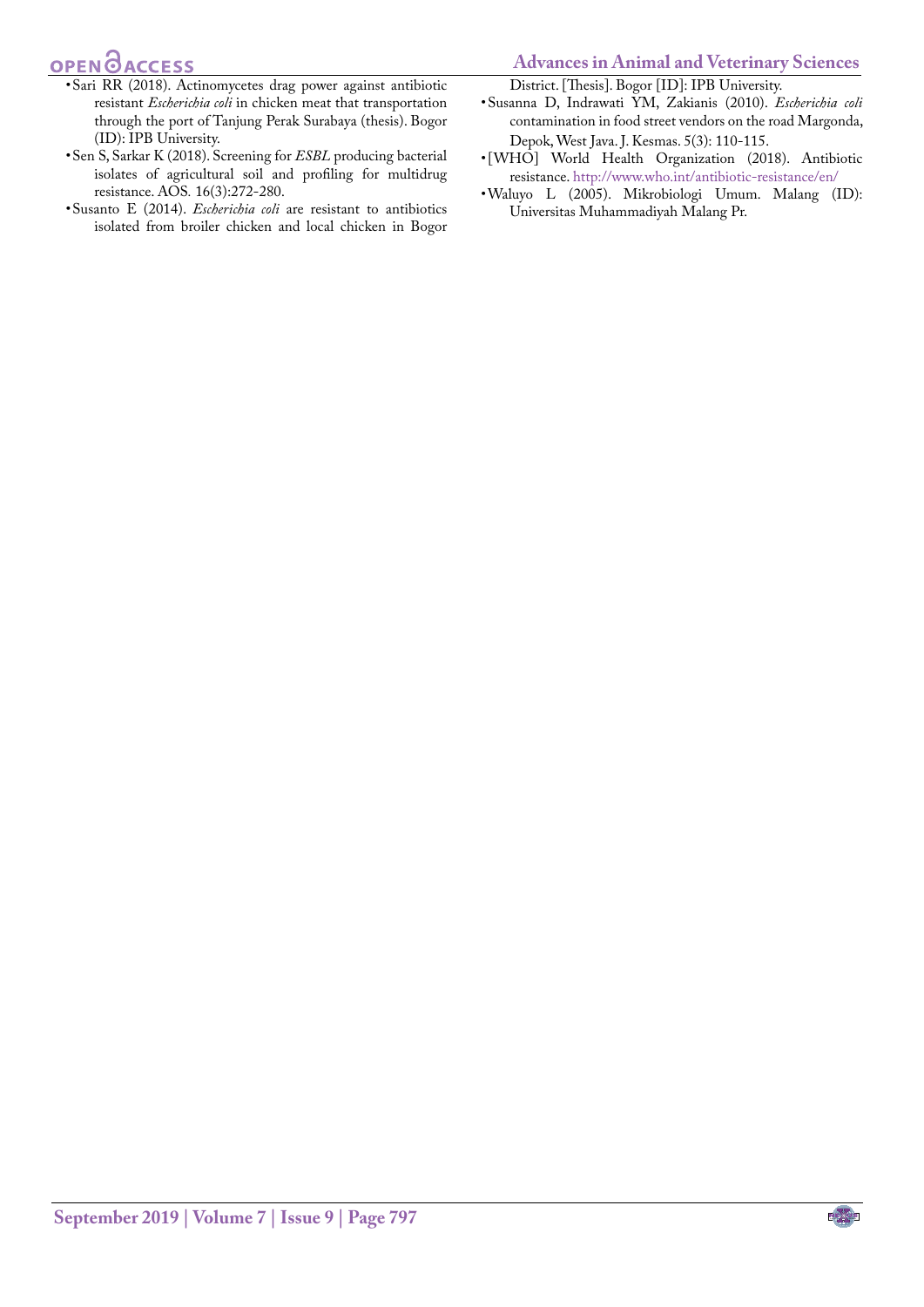- Sari RR (2018). Actinomycetes drag power against antibiotic resistant *Escherichia coli* in chicken meat that transportation through the port of Tanjung Perak Surabaya (thesis). Bogor (ID): IPB University.
- Sen S, Sarkar K (2018). Screening for *ESBL* producing bacterial isolates of agricultural soil and profiling for multidrug resistance. AOS. 16(3):272-280.
- Susanto E (2014). *Escherichia coli* are resistant to antibiotics isolated from broiler chicken and local chicken in Bogor District. [Thesis]. Bogor [ID]: IPB University.
- Susanna D, Indrawati YM, Zakianis (2010). *Escherichia coli* contamination in food street vendors on the road Margonda, Depok, West Java. J. Kesmas. 5(3): 110-115.
- [WHO] World Health Organization (2018). Antibiotic resistance. http://www.who.int/antibiotic-resistance/en/
- Waluyo L (2005). Mikrobiologi Umum. Malang (ID): Universitas Muhammadiyah Malang Pr.